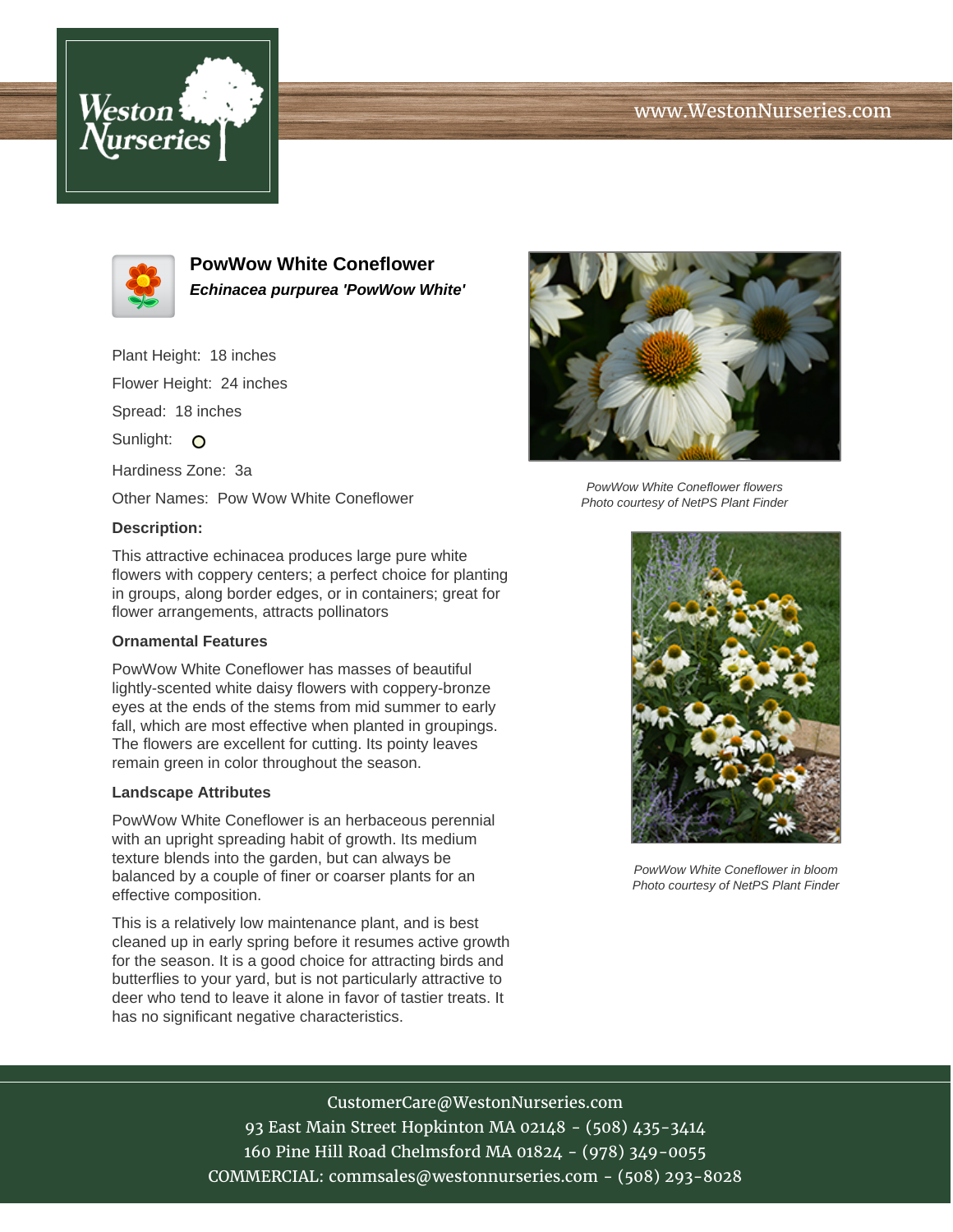# PowWow White Coneflower

***Echinacea purpurea 'PowWow White'***

Plant Height: 18 inches

Flower Height: 24 inches

Spread: 18 inches

Sunlight:

Hardiness Zone: 3a

Other Names: Pow Wow White Coneflower

### Description:

This attractive echinacea produces large pure white flowers with coppery centers; a perfect choice for planting in groups, along border edges, or in containers; great for flower arrangements, attracts pollinators

### Ornamental Features

PowWow White Coneflower has masses of beautiful lightly-scented white daisy flowers with coppery-bronze eyes at the ends of the stems from mid summer to early fall, which are most effective when planted in groupings. The flowers are excellent for cutting. Its pointy leaves remain green in color throughout the season.

### Landscape Attributes

PowWow White Coneflower is an herbaceous perennial with an upright spreading habit of growth. Its medium texture blends into the garden, but can always be balanced by a couple of finer or coarser plants for an effective composition.

This is a relatively low maintenance plant, and is best cleaned up in early spring before it resumes active growth for the season. It is a good choice for attracting birds and butterflies to your yard, but is not particularly attractive to deer who tend to leave it alone in favor of tastier treats. It has no significant negative characteristics.

*PowWow White Coneflower flowers*
*Photo courtesy of NetPS Plant Finder*

*PowWow White Coneflower in bloom*
*Photo courtesy of NetPS Plant Finder*

CustomerCare@WestonNurseries.com
93 East Main Street Hopkinton MA 02148 - (508) 435-3414
160 Pine Hill Road Chelmsford MA 01824 - (978) 349-0055
COMMERCIAL: commsales@westonnurseries.com - (508) 293-8028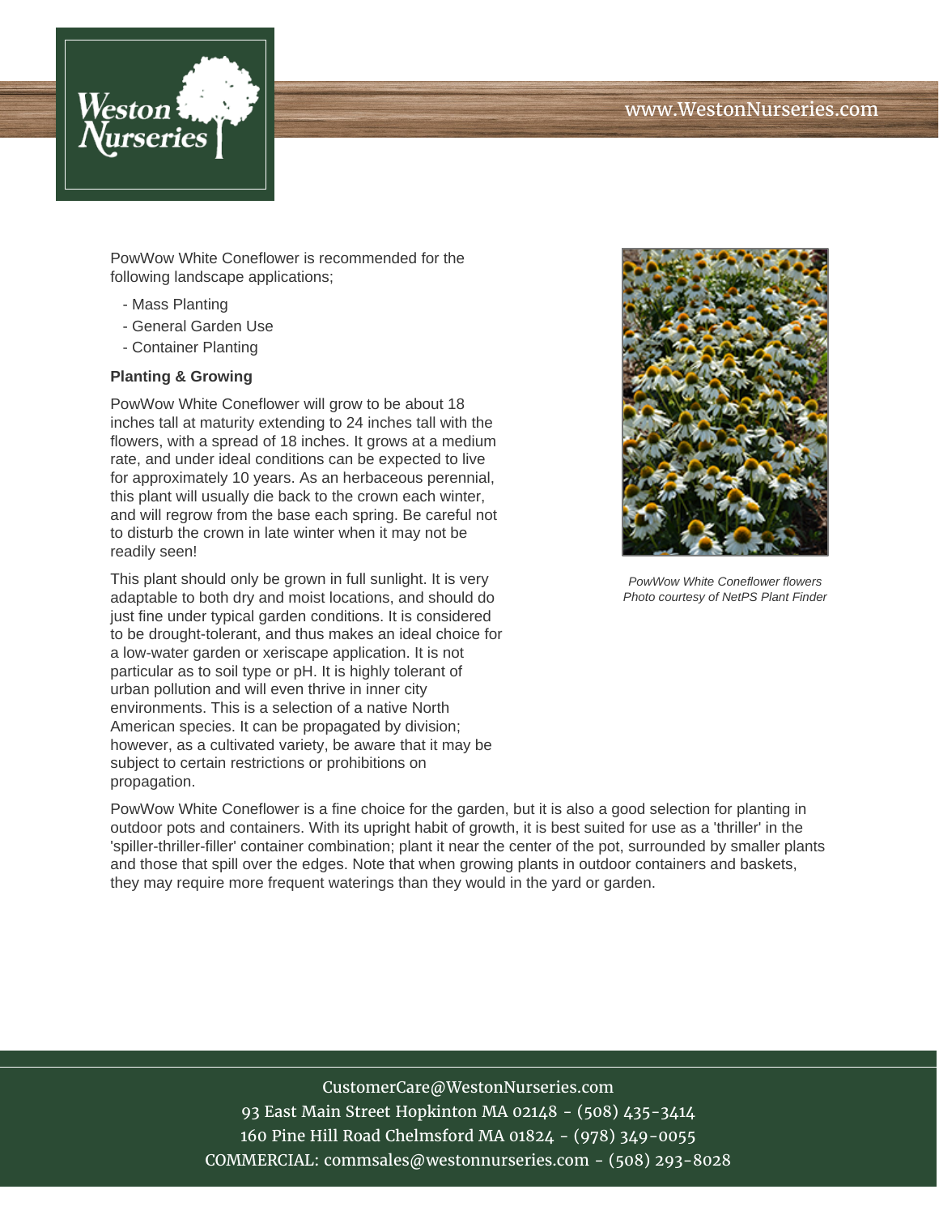PowWow White Coneflower is recommended for the following landscape applications;

- Mass Planting
- General Garden Use
- Container Planting

**Planting & Growing**

PowWow White Coneflower will grow to be about 18 inches tall at maturity extending to 24 inches tall with the flowers, with a spread of 18 inches. It grows at a medium rate, and under ideal conditions can be expected to live for approximately 10 years. As an herbaceous perennial, this plant will usually die back to the crown each winter, and will regrow from the base each spring. Be careful not to disturb the crown in late winter when it may not be readily seen!

This plant should only be grown in full sunlight. It is very adaptable to both dry and moist locations, and should do just fine under typical garden conditions. It is considered to be drought-tolerant, and thus makes an ideal choice for a low-water garden or xeriscape application. It is not particular as to soil type or pH. It is highly tolerant of urban pollution and will even thrive in inner city environments. This is a selection of a native North American species. It can be propagated by division; however, as a cultivated variety, be aware that it may be subject to certain restrictions or prohibitions on propagation.

*PowWow White Coneflower flowers*
*Photo courtesy of NetPS Plant Finder*

PowWow White Coneflower is a fine choice for the garden, but it is also a good selection for planting in outdoor pots and containers. With its upright habit of growth, it is best suited for use as a 'thriller' in the 'spiller-thriller-filler' container combination; plant it near the center of the pot, surrounded by smaller plants and those that spill over the edges. Note that when growing plants in outdoor containers and baskets, they may require more frequent waterings than they would in the yard or garden.